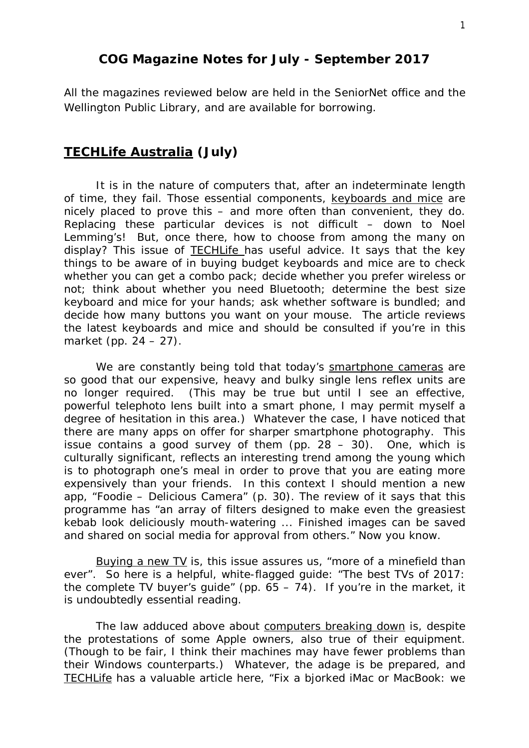## COG Magazine Notes for July - September 2017

All the magazines reviewed below are held in the SeniorNet office and the Wellington Public Library, and are available for borrowing.

### TECHLife Australia (July)

It is in the nature of computers that, after an indeterminate length of time, they fail. Those essential components, keyboards and mice are nicely placed to prove this – and more often than convenient, they do. Replacing these particular devices is not difficult – down to Noel Lemming's! But, once there, how to choose from among the many on display? This issue of TECHLife has useful advice. It says that the key things to be aware of in buying budget keyboards and mice are to check whether you can get a combo pack; decide whether you prefer wireless or not; think about whether you need Bluetooth; determine the best size keyboard and mice for your hands; ask whether software is bundled; and decide how many buttons you want on your mouse. The article reviews the latest keyboards and mice and should be consulted if you're in this market (pp. 24 – 27).

We are constantly being told that today's smartphone cameras are so good that our expensive, heavy and bulky single lens reflex units are no longer required. (This may be true but until I see an effective, powerful telephoto lens built into a smart phone, I may permit myself a degree of hesitation in this area.) Whatever the case, I have noticed that there are many apps on offer for sharper smartphone photography. This issue contains a good survey of them (pp. 28 – 30). One, which is culturally significant, reflects an interesting trend among the young which is to photograph one's meal in order to prove that you are eating more expensively than your friends. In this context I should mention a new app, "Foodie – Delicious Camera" (p. 30). The review of it says that this programme has "an array of filters designed to make even the greasiest kebab look deliciously mouth-watering ... Finished images can be saved and shared on social media for approval from others." Now you know.

Buying a new TV is, this issue assures us, "more of a minefield than ever". So here is a helpful, white-flagged guide: "The best TVs of 2017: the complete TV buyer's guide" (pp. 65 – 74). If you're in the market, it is undoubtedly essential reading.

The law adduced above about computers breaking down is, despite the protestations of some Apple owners, also true of their equipment. (Though to be fair, I think their machines may have fewer problems than their Windows counterparts.) Whatever, the adage is be prepared, and TECHLife has a valuable article here, "Fix a bjorked iMac or MacBook: we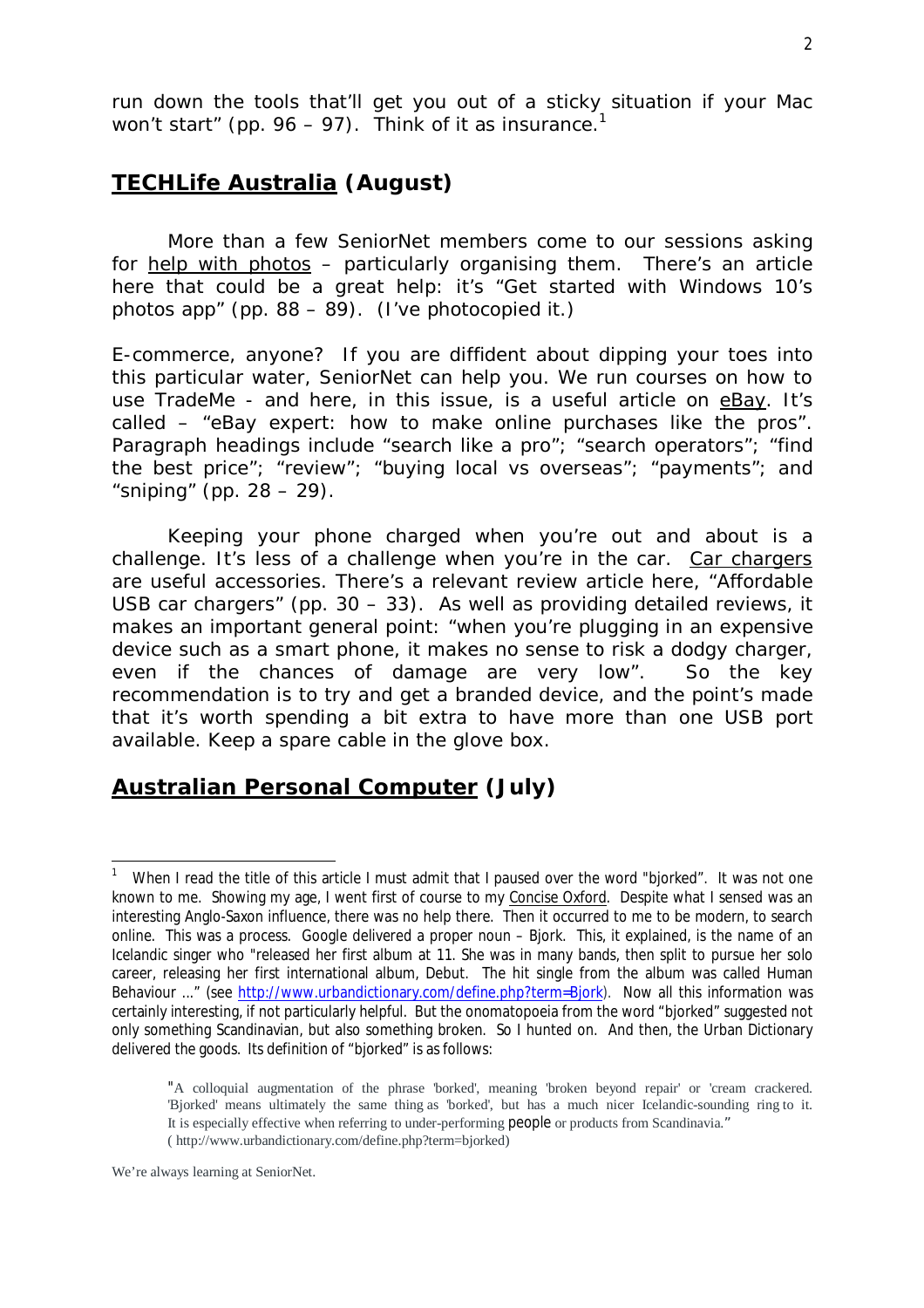run down the tools that'll get you out of a sticky situation if your Mac won't start" (pp. 96 – 97). Think of it as insurance.[1]

## <u>TECHLife Australia</u> (August)

More than a few SeniorNet members come to our sessions asking for <u>help with photos</u> – particularly organising them. There's an article here that could be a great help: it's "Get started with Windows 10's photos app" (pp. 88 – 89). (I've photocopied it.)

E-commerce, anyone? If you are diffident about dipping your toes into this particular water, SeniorNet can help you. We run courses on how to use TradeMe - and here, in this issue, is a useful article on <u>eBay</u>. It's called – "eBay expert: how to make online purchases like the pros". Paragraph headings include "search like a pro"; "search operators"; "find the best price"; "review"; "buying local vs overseas"; "payments"; and "sniping" (pp. 28 – 29).

Keeping your phone charged when you're out and about is a challenge. It's less of a challenge when you're in the car. <u>Car chargers</u> are useful accessories. There's a relevant review article here, "Affordable USB car chargers" (pp. 30 – 33). As well as providing detailed reviews, it makes an important general point: "when you're plugging in an expensive device such as a smart phone, it makes no sense to risk a dodgy charger, even if the chances of damage are very low". So the key recommendation is to try and get a branded device, and the point's made that it's worth spending a bit extra to have more than one USB port available. Keep a spare cable in the glove box.

## <u>Australian Personal Computer</u> (July)

---

[1] When I read the title of this article I must admit that I paused over the word "bjorked". It was not one known to me. Showing my age, I went first of course to my <u>Concise Oxford</u>. Despite what I sensed was an interesting Anglo-Saxon influence, there was no help there. Then it occurred to me to be modern, to search online. This was a process. Google delivered a proper noun – Bjork. This, it explained, is the name of an Icelandic singer who "released her first album at 11. She was in many bands, then split to pursue her solo career, releasing her first international album, Debut. The hit single from the album was called Human Behaviour …" (see http://www.urbandictionary.com/define.php?term=Bjork). Now all this information was certainly interesting, if not particularly helpful. But the onomatopoeia from the word "bjorked" suggested not only something Scandinavian, but also something broken. So I hunted on. And then, the Urban Dictionary delivered the goods. Its definition of "bjorked" is as follows:

> "A colloquial augmentation of the phrase 'borked', meaning 'broken beyond repair' or 'cream crackered. 'Bjorked' means ultimately the same thing as 'borked', but has a much nicer Icelandic-sounding ring to it. It is especially effective when referring to under-performing people or products from Scandinavia."
> ( http://www.urbandictionary.com/define.php?term=bjorked)

We're always learning at SeniorNet.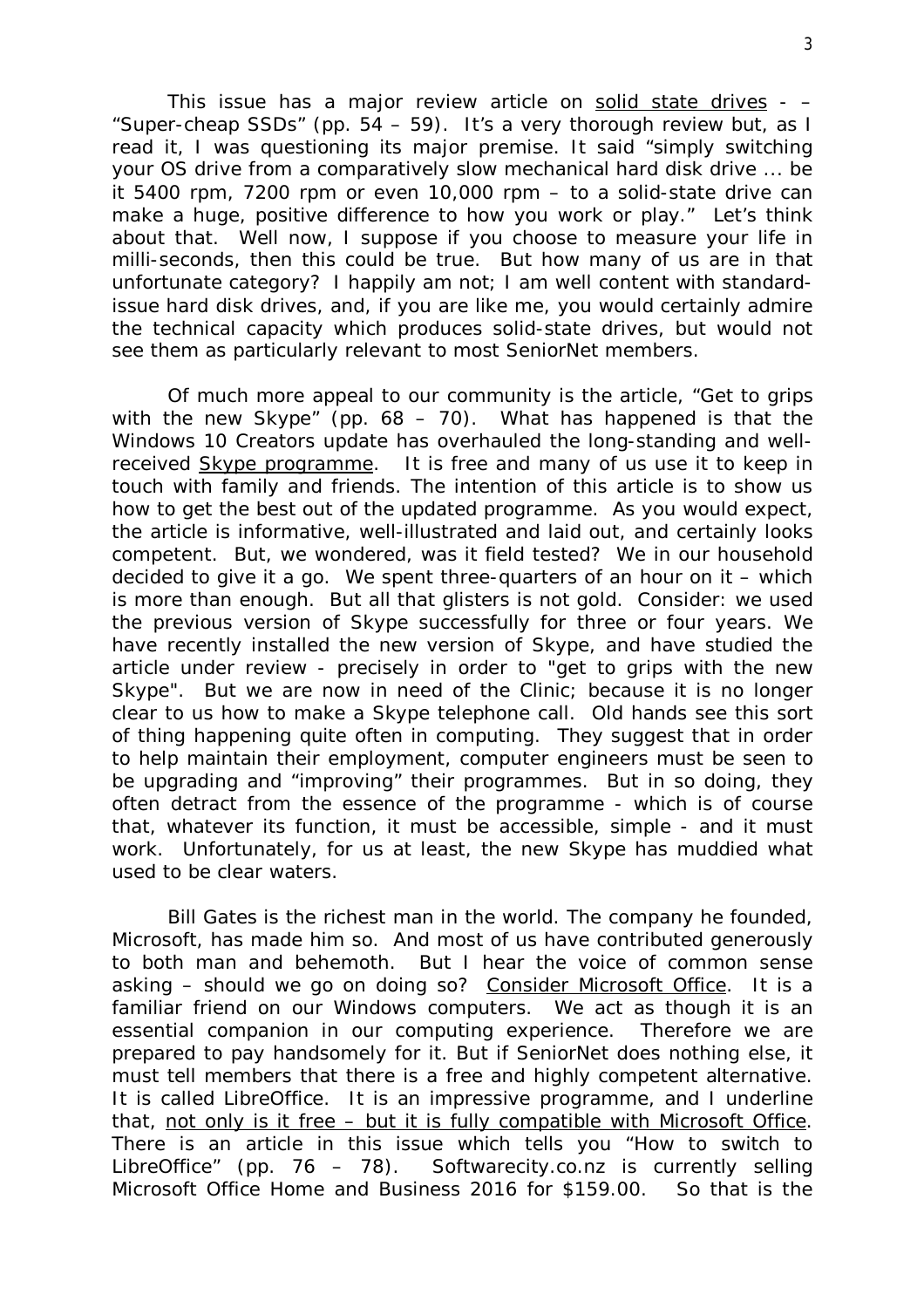This issue has a major review article on <u>solid state drives</u> - – “Super-cheap SSDs” (pp. 54 – 59). It’s a very thorough review but, as I read it, I was questioning its major premise. It said “simply switching your OS drive from a comparatively slow mechanical hard disk drive ... be it 5400 rpm, 7200 rpm or even 10,000 rpm – to a solid-state drive can make a huge, positive difference to how you work or play.” Let’s think about that. Well now, I suppose if you choose to measure your life in milli-seconds, then this could be true. But how many of us are in that unfortunate category? I happily am not; I am well content with standard-issue hard disk drives, and, if you are like me, you would certainly admire the technical capacity which produces solid-state drives, but would not see them as particularly relevant to most SeniorNet members.

Of much more appeal to our community is the article, “Get to grips with the new Skype” (pp. 68 – 70). What has happened is that the Windows 10 Creators update has overhauled the long-standing and well-received <u>Skype programme</u>. It is free and many of us use it to keep in touch with family and friends. The intention of this article is to show us how to get the best out of the updated programme. As you would expect, the article is informative, well-illustrated and laid out, and certainly looks competent. But, we wondered, was it field tested? We in our household decided to give it a go. We spent three-quarters of an hour on it – which is more than enough. But all that glisters is not gold. Consider: we used the previous version of Skype successfully for three or four years. We have recently installed the new version of Skype, and have studied the article under review - precisely in order to "get to grips with the new Skype". But we are now in need of the Clinic; because it is no longer clear to us how to make a Skype telephone call. Old hands see this sort of thing happening quite often in computing. They suggest that in order to help maintain their employment, computer engineers must be seen to be upgrading and “improving” their programmes. But in so doing, they often detract from the essence of the programme - which is of course that, whatever its function, it must be accessible, simple - and it must work. Unfortunately, for us at least, the new Skype has muddied what used to be clear waters.

Bill Gates is the richest man in the world. The company he founded, Microsoft, has made him so. And most of us have contributed generously to both man and behemoth. But I hear the voice of common sense asking – should we go on doing so? <u>Consider Microsoft Office</u>. It is a familiar friend on our Windows computers. We act as though it is an essential companion in our computing experience. Therefore we are prepared to pay handsomely for it. But if SeniorNet does nothing else, it must tell members that there is a free and highly competent alternative. It is called LibreOffice. It is an impressive programme, and I underline that, <u>not only is it free – but it is fully compatible with Microsoft Office</u>. There is an article in this issue which tells you “How to switch to LibreOffice” (pp. 76 – 78). Softwarecity.co.nz is currently selling Microsoft Office Home and Business 2016 for $159.00. So that is the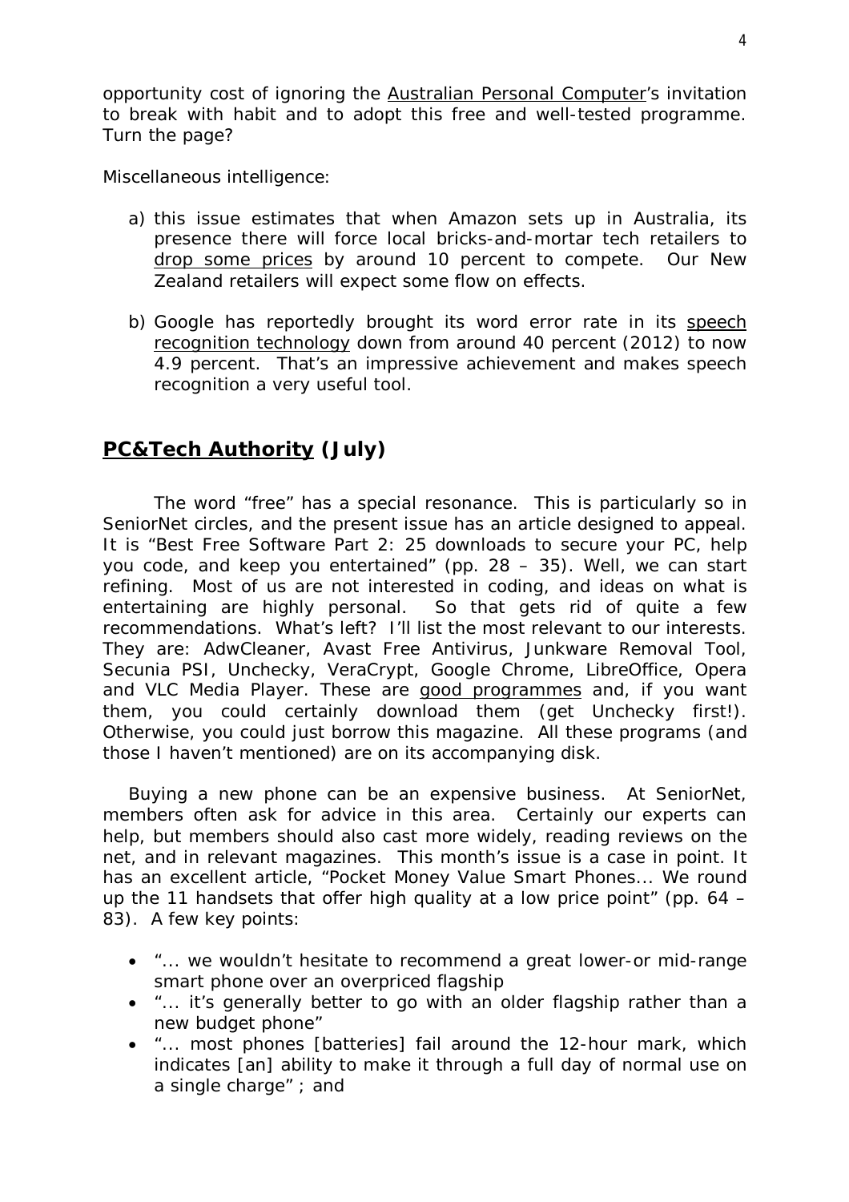opportunity cost of ignoring the Australian Personal Computer's invitation to break with habit and to adopt this free and well-tested programme. Turn the page?

Miscellaneous intelligence:

a) this issue estimates that when Amazon sets up in Australia, its presence there will force local bricks-and-mortar tech retailers to drop some prices by around 10 percent to compete. Our New Zealand retailers will expect some flow on effects.

b) Google has reportedly brought its word error rate in its speech recognition technology down from around 40 percent (2012) to now 4.9 percent. That's an impressive achievement and makes speech recognition a very useful tool.

## **PC&Tech Authority (July)**

The word "free" has a special resonance. This is particularly so in SeniorNet circles, and the present issue has an article designed to appeal. It is "Best Free Software Part 2: 25 downloads to secure your PC, help you code, and keep you entertained" (pp. 28 – 35). Well, we can start refining. Most of us are not interested in coding, and ideas on what is entertaining are highly personal. So that gets rid of quite a few recommendations. What's left? I'll list the most relevant to our interests. They are: AdwCleaner, Avast Free Antivirus, Junkware Removal Tool, Secunia PSI, Unchecky, VeraCrypt, Google Chrome, LibreOffice, Opera and VLC Media Player. These are good programmes and, if you want them, you could certainly download them (get Unchecky first!). Otherwise, you could just borrow this magazine. All these programs (and those I haven't mentioned) are on its accompanying disk.

Buying a new phone can be an expensive business. At SeniorNet, members often ask for advice in this area. Certainly our experts can help, but members should also cast more widely, reading reviews on the net, and in relevant magazines. This month's issue is a case in point. It has an excellent article, "Pocket Money Value Smart Phones... We round up the 11 handsets that offer high quality at a low price point" (pp. 64 – 83). A few key points:

- "... we wouldn't hesitate to recommend a great lower-or mid-range smart phone over an overpriced flagship
- "... it's generally better to go with an older flagship rather than a new budget phone"
- "... most phones [batteries] fail around the 12-hour mark, which indicates [an] ability to make it through a full day of normal use on a single charge" ; and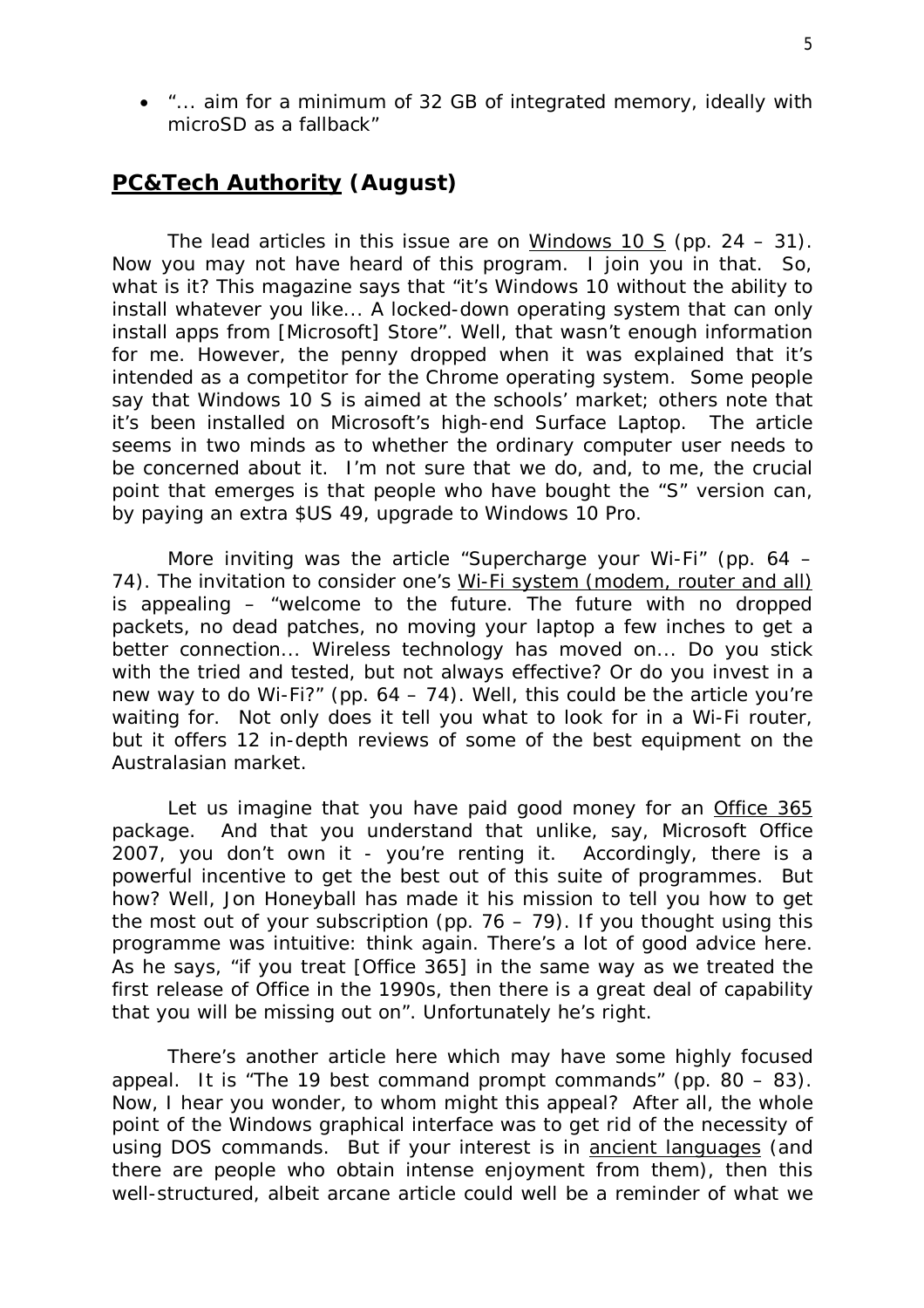- "... aim for a minimum of 32 GB of integrated memory, ideally with microSD as a fallback"

## PC&Tech Authority (August)

The lead articles in this issue are on Windows 10 S (pp. 24 – 31). Now you may not have heard of this program. I join you in that. So, what is it? This magazine says that "it's Windows 10 without the ability to install whatever you like... A locked-down operating system that can only install apps from [Microsoft] Store". Well, that wasn't enough information for me. However, the penny dropped when it was explained that it's intended as a competitor for the Chrome operating system. Some people say that Windows 10 S is aimed at the schools' market; others note that it's been installed on Microsoft's high-end Surface Laptop. The article seems in two minds as to whether the ordinary computer user needs to be concerned about it. I'm not sure that we do, and, to me, the crucial point that emerges is that people who have bought the "S" version can, by paying an extra $US 49, upgrade to Windows 10 Pro.

More inviting was the article "Supercharge your Wi-Fi" (pp. 64 – 74). The invitation to consider one's Wi-Fi system (modem, router and all) is appealing – "welcome to the future. The future with no dropped packets, no dead patches, no moving your laptop a few inches to get a better connection... Wireless technology has moved on... Do you stick with the tried and tested, but not always effective? Or do you invest in a new way to do Wi-Fi?" (pp. 64 – 74). Well, this could be the article you're waiting for. Not only does it tell you what to look for in a Wi-Fi router, but it offers 12 in-depth reviews of some of the best equipment on the Australasian market.

Let us imagine that you have paid good money for an Office 365 package. And that you understand that unlike, say, Microsoft Office 2007, you don't own it - you're renting it. Accordingly, there is a powerful incentive to get the best out of this suite of programmes. But how? Well, Jon Honeyball has made it his mission to tell you how to get the most out of your subscription (pp. 76 – 79). If you thought using this programme was intuitive: think again. There's a lot of good advice here. As he says, "if you treat [Office 365] in the same way as we treated the first release of Office in the 1990s, then there is a great deal of capability that you will be missing out on". Unfortunately he's right.

There's another article here which may have some highly focused appeal. It is "The 19 best command prompt commands" (pp. 80 – 83). Now, I hear you wonder, to whom might this appeal? After all, the whole point of the Windows graphical interface was to get rid of the necessity of using DOS commands. But if your interest is in ancient languages (and there are people who obtain intense enjoyment from them), then this well-structured, albeit arcane article could well be a reminder of what we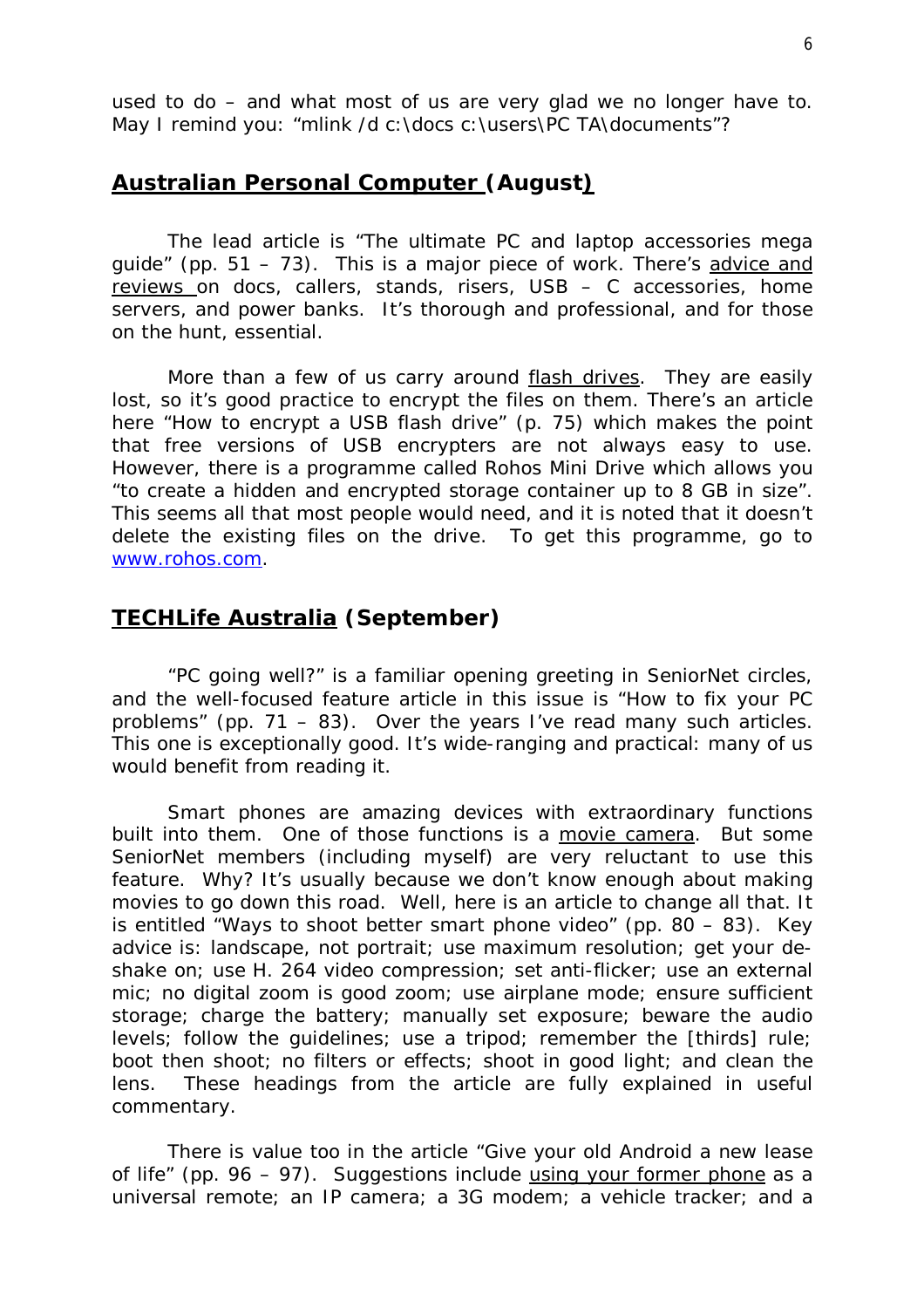used to do – and what most of us are very glad we no longer have to. May I remind you: "mlink /d c:\docs c:\users\PC TA\documents"?

## Australian Personal Computer (August)

The lead article is "The ultimate PC and laptop accessories mega guide" (pp. 51 – 73). This is a major piece of work. There's advice and reviews on docs, callers, stands, risers, USB – C accessories, home servers, and power banks. It's thorough and professional, and for those on the hunt, essential.

More than a few of us carry around flash drives. They are easily lost, so it's good practice to encrypt the files on them. There's an article here "How to encrypt a USB flash drive" (p. 75) which makes the point that free versions of USB encrypters are not always easy to use. However, there is a programme called Rohos Mini Drive which allows you "to create a hidden and encrypted storage container up to 8 GB in size". This seems all that most people would need, and it is noted that it doesn't delete the existing files on the drive. To get this programme, go to www.rohos.com.

## TECHLife Australia (September)

"PC going well?" is a familiar opening greeting in SeniorNet circles, and the well-focused feature article in this issue is "How to fix your PC problems" (pp. 71 – 83). Over the years I've read many such articles. This one is exceptionally good. It's wide-ranging and practical: many of us would benefit from reading it.

Smart phones are amazing devices with extraordinary functions built into them. One of those functions is a movie camera. But some SeniorNet members (including myself) are very reluctant to use this feature. Why? It's usually because we don't know enough about making movies to go down this road. Well, here is an article to change all that. It is entitled "Ways to shoot better smart phone video" (pp. 80 – 83). Key advice is: landscape, not portrait; use maximum resolution; get your de-shake on; use H. 264 video compression; set anti-flicker; use an external mic; no digital zoom is good zoom; use airplane mode; ensure sufficient storage; charge the battery; manually set exposure; beware the audio levels; follow the guidelines; use a tripod; remember the [thirds] rule; boot then shoot; no filters or effects; shoot in good light; and clean the lens. These headings from the article are fully explained in useful commentary.

There is value too in the article "Give your old Android a new lease of life" (pp. 96 – 97). Suggestions include using your former phone as a universal remote; an IP camera; a 3G modem; a vehicle tracker; and a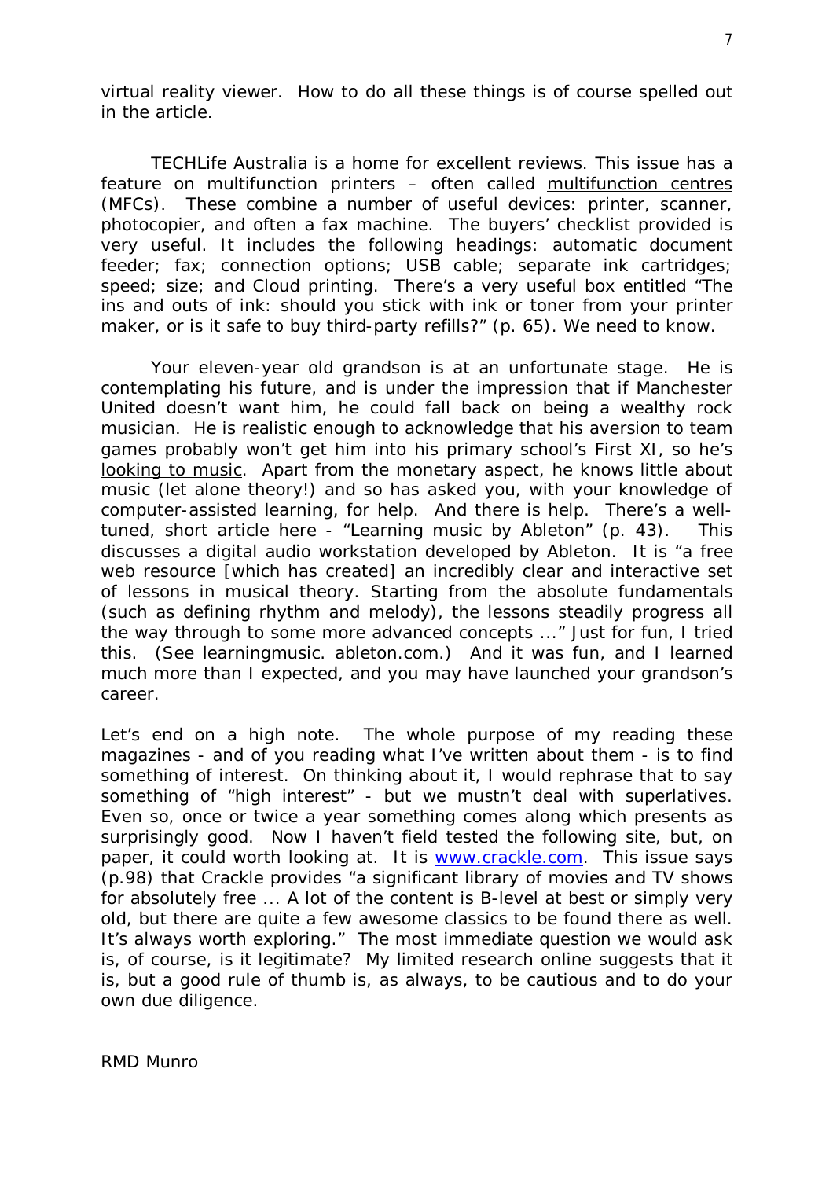virtual reality viewer. How to do all these things is of course spelled out in the article.

TECHLife Australia is a home for excellent reviews. This issue has a feature on multifunction printers – often called multifunction centres (MFCs). These combine a number of useful devices: printer, scanner, photocopier, and often a fax machine. The buyers' checklist provided is very useful. It includes the following headings: automatic document feeder; fax; connection options; USB cable; separate ink cartridges; speed; size; and Cloud printing. There's a very useful box entitled "The ins and outs of ink: should you stick with ink or toner from your printer maker, or is it safe to buy third-party refills?" (p. 65). We need to know.

Your eleven-year old grandson is at an unfortunate stage. He is contemplating his future, and is under the impression that if Manchester United doesn't want him, he could fall back on being a wealthy rock musician. He is realistic enough to acknowledge that his aversion to team games probably won't get him into his primary school's First XI, so he's looking to music. Apart from the monetary aspect, he knows little about music (let alone theory!) and so has asked you, with your knowledge of computer-assisted learning, for help. And there is help. There's a well-tuned, short article here - "Learning music by Ableton" (p. 43). This discusses a digital audio workstation developed by Ableton. It is "a free web resource [which has created] an incredibly clear and interactive set of lessons in musical theory. Starting from the absolute fundamentals (such as defining rhythm and melody), the lessons steadily progress all the way through to some more advanced concepts ..." Just for fun, I tried this. (See learningmusic. ableton.com.) And it was fun, and I learned much more than I expected, and you may have launched your grandson's career.

Let's end on a high note. The whole purpose of my reading these magazines - and of you reading what I've written about them - is to find something of interest. On thinking about it, I would rephrase that to say something of "high interest" - but we mustn't deal with superlatives. Even so, once or twice a year something comes along which presents as surprisingly good. Now I haven't field tested the following site, but, on paper, it could worth looking at. It is www.crackle.com. This issue says (p.98) that Crackle provides "a significant library of movies and TV shows for absolutely free ... A lot of the content is B-level at best or simply very old, but there are quite a few awesome classics to be found there as well. It's always worth exploring." The most immediate question we would ask is, of course, is it legitimate? My limited research online suggests that it is, but a good rule of thumb is, as always, to be cautious and to do your own due diligence.

RMD Munro